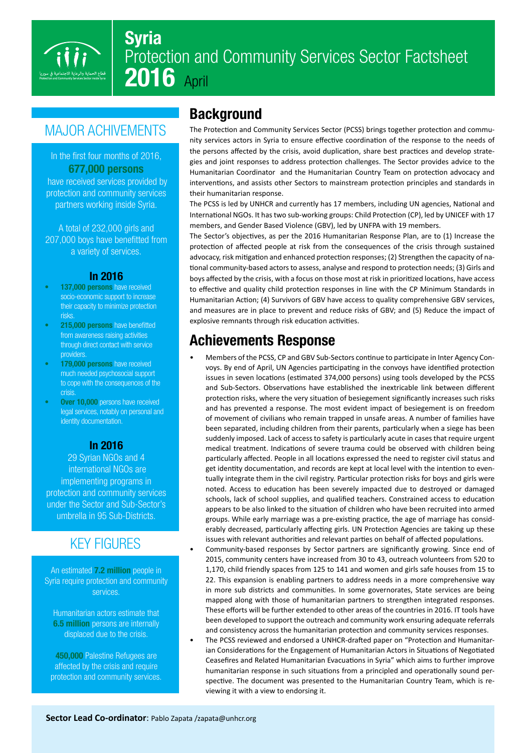# Syria
# Protection and Community Services Sector Factsheet
# 2016 April

## MAJOR ACHIVEMENTS

In the first four months of 2016, **677,000 persons** have received services provided by protection and community services partners working inside Syria.

A total of 232,000 girls and 207,000 boys have benefitted from a variety of services.

### In 2016

- **137,000 persons** have received socio-economic support to increase their capacity to minimize protection risks.
- **215,000 persons** have benefitted from awareness raising activities through direct contact with service providers.
- **179,000 persons** have received much needed psychosocial support to cope with the consequences of the crisis.
- **Over 10,000** persons have received legal services, notably on personal and identity documentation.

### In 2016

29 Syrian NGOs and 4 international NGOs are implementing programs in protection and community services under the Sector and Sub-Sector's umbrella in 95 Sub-Districts.

## KEY FIGURES

An estimated **7.2 million** people in Syria require protection and community services.

Humanitarian actors estimate that **6.5 million** persons are internally displaced due to the crisis.

**450,000** Palestine Refugees are affected by the crisis and require protection and community services.

## Background

The Protection and Community Services Sector (PCSS) brings together protection and community services actors in Syria to ensure effective coordination of the response to the needs of the persons affected by the crisis, avoid duplication, share best practices and develop strategies and joint responses to address protection challenges. The Sector provides advice to the Humanitarian Coordinator and the Humanitarian Country Team on protection advocacy and interventions, and assists other Sectors to mainstream protection principles and standards in their humanitarian response.

The PCSS is led by UNHCR and currently has 17 members, including UN agencies, National and International NGOs. It has two sub-working groups: Child Protection (CP), led by UNICEF with 17 members, and Gender Based Violence (GBV), led by UNFPA with 19 members.

The Sector's objectives, as per the 2016 Humanitarian Response Plan, are to (1) Increase the protection of affected people at risk from the consequences of the crisis through sustained advocacy, risk mitigation and enhanced protection responses; (2) Strengthen the capacity of national community-based actors to assess, analyse and respond to protection needs; (3) Girls and boys affected by the crisis, with a focus on those most at risk in prioritized locations, have access to effective and quality child protection responses in line with the CP Minimum Standards in Humanitarian Action; (4) Survivors of GBV have access to quality comprehensive GBV services, and measures are in place to prevent and reduce risks of GBV; and (5) Reduce the impact of explosive remnants through risk education activities.

## Achievements Response

- Members of the PCSS, CP and GBV Sub-Sectors continue to participate in Inter Agency Convoys. By end of April, UN Agencies participating in the convoys have identified protection issues in seven locations (estimated 374,000 persons) using tools developed by the PCSS and Sub-Sectors. Observations have established the inextricable link between different protection risks, where the very situation of besiegement significantly increases such risks and has prevented a response. The most evident impact of besiegement is on freedom of movement of civilians who remain trapped in unsafe areas. A number of families have been separated, including children from their parents, particularly when a siege has been suddenly imposed. Lack of access to safety is particularly acute in cases that require urgent medical treatment. Indications of severe trauma could be observed with children being particularly affected. People in all locations expressed the need to register civil status and get identity documentation, and records are kept at local level with the intention to eventually integrate them in the civil registry. Particular protection risks for boys and girls were noted. Access to education has been severely impacted due to destroyed or damaged schools, lack of school supplies, and qualified teachers. Constrained access to education appears to be also linked to the situation of children who have been recruited into armed groups. While early marriage was a pre-existing practice, the age of marriage has considerably decreased, particularly affecting girls. UN Protection Agencies are taking up these issues with relevant authorities and relevant parties on behalf of affected populations.
- Community-based responses by Sector partners are significantly growing. Since end of 2015, community centers have increased from 30 to 43, outreach volunteers from 520 to 1,170, child friendly spaces from 125 to 141 and women and girls safe houses from 15 to 22. This expansion is enabling partners to address needs in a more comprehensive way in more sub districts and communities. In some governorates, State services are being mapped along with those of humanitarian partners to strengthen integrated responses. These efforts will be further extended to other areas of the countries in 2016. IT tools have been developed to support the outreach and community work ensuring adequate referrals and consistency across the humanitarian protection and community services responses.
- The PCSS reviewed and endorsed a UNHCR-drafted paper on "Protection and Humanitarian Considerations for the Engagement of Humanitarian Actors in Situations of Negotiated Ceasefires and Related Humanitarian Evacuations in Syria" which aims to further improve humanitarian response in such situations from a principled and operationally sound perspective. The document was presented to the Humanitarian Country Team, which is reviewing it with a view to endorsing it.

**Sector Lead Co-ordinator**: Pablo Zapata /zapata@unhcr.org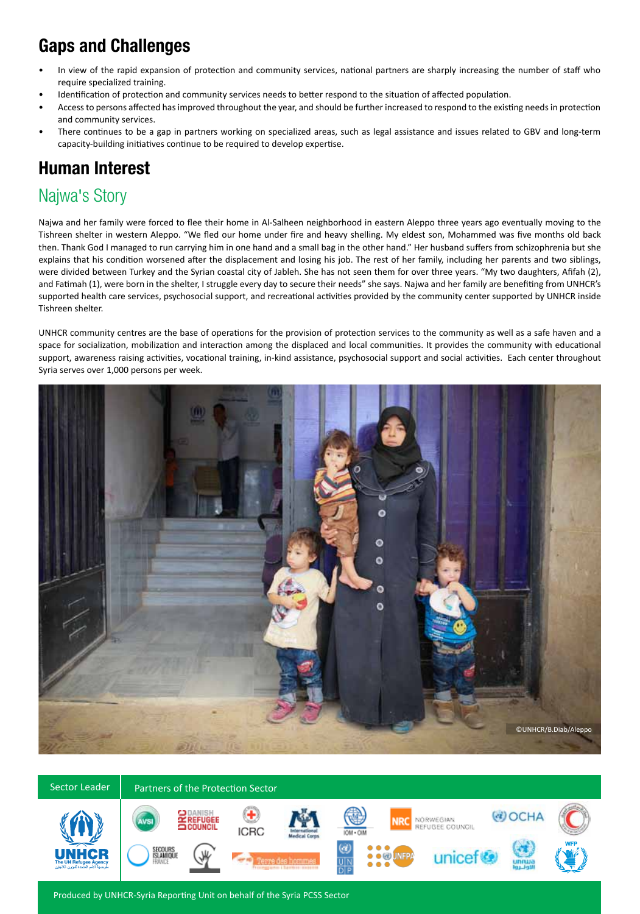## Gaps and Challenges

- In view of the rapid expansion of protection and community services, national partners are sharply increasing the number of staff who require specialized training.
- Identification of protection and community services needs to better respond to the situation of affected population.
- Access to persons affected has improved throughout the year, and should be further increased to respond to the existing needs in protection and community services.
- There continues to be a gap in partners working on specialized areas, such as legal assistance and issues related to GBV and long-term capacity-building initiatives continue to be required to develop expertise.

## Human Interest

### Najwa's Story

Najwa and her family were forced to flee their home in Al-Salheen neighborhood in eastern Aleppo three years ago eventually moving to the Tishreen shelter in western Aleppo. "We fled our home under fire and heavy shelling. My eldest son, Mohammed was five months old back then. Thank God I managed to run carrying him in one hand and a small bag in the other hand." Her husband suffers from schizophrenia but she explains that his condition worsened after the displacement and losing his job. The rest of her family, including her parents and two siblings, were divided between Turkey and the Syrian coastal city of Jableh. She has not seen them for over three years. "My two daughters, Afifah (2), and Fatimah (1), were born in the shelter, I struggle every day to secure their needs" she says. Najwa and her family are benefiting from UNHCR's supported health care services, psychosocial support, and recreational activities provided by the community center supported by UNHCR inside Tishreen shelter.

UNHCR community centres are the base of operations for the provision of protection services to the community as well as a safe haven and a space for socialization, mobilization and interaction among the displaced and local communities. It provides the community with educational support, awareness raising activities, vocational training, in-kind assistance, psychosocial support and social activities. Each center throughout Syria serves over 1,000 persons per week.

©UNHCR/B.Diab/Aleppo

| Sector Leader | Partners of the Protection Sector |
|---|---|
| UNHCR The UN Refugee Agency | AVSI, Danish Refugee Council, ICRC, International Medical Corps, IOM • OIM, NRC Norwegian Refugee Council, OCHA, Secours Islamique France, Terre des hommes, UNDP, UNFPA, unicef, unrwa, WFP |

Produced by UNHCR-Syria Reporting Unit on behalf of the Syria PCSS Sector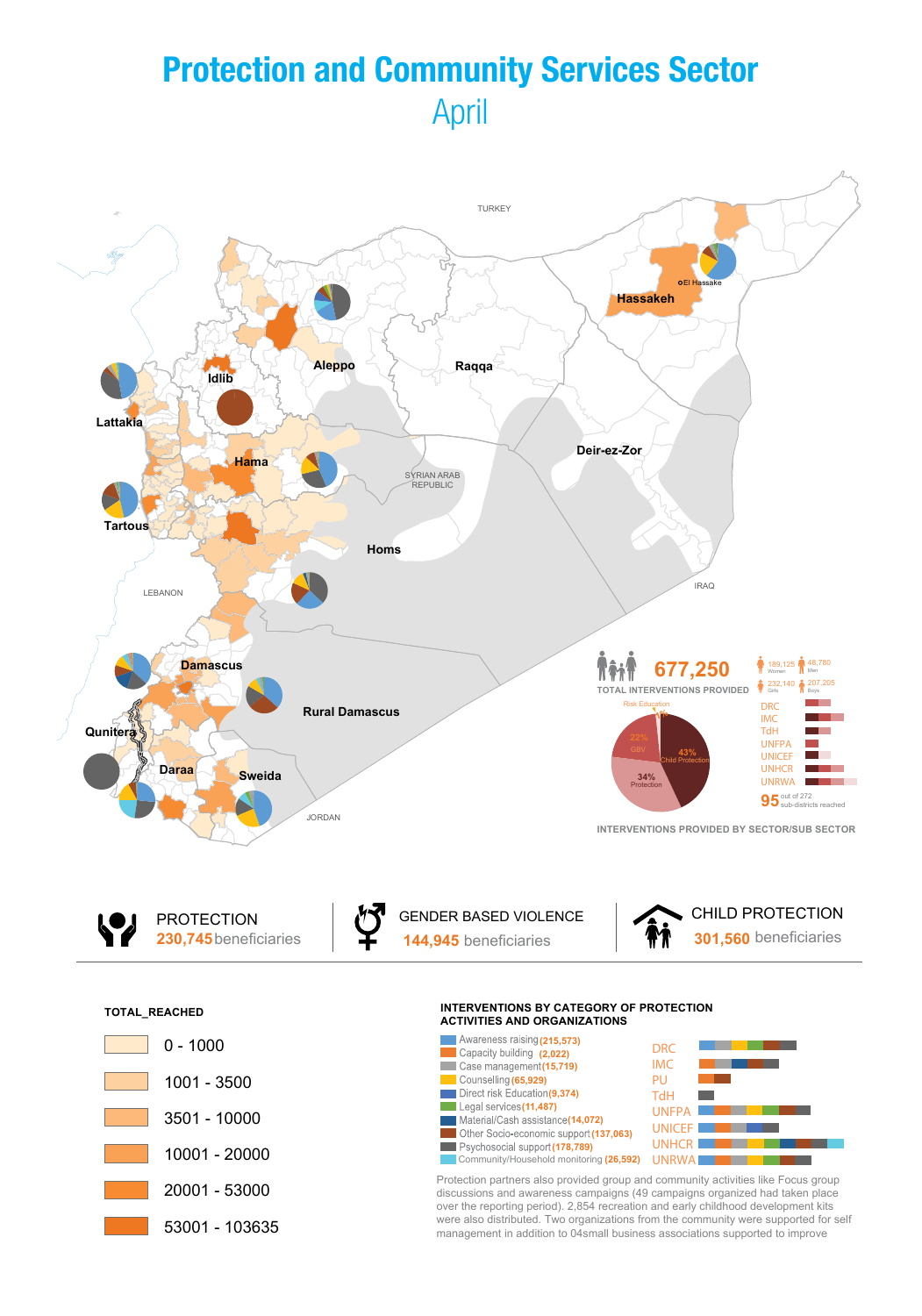# Protection and Community Services Sector

## April

TURKEY

El Hassake

Hassakeh

Aleppo

Idlib

Raqqa

Lattakia

Hama

Deir-ez-Zor

SYRIAN ARAB REPUBLIC

Tartous

Homs

LEBANON

IRAQ

Damascus

Rural Damascus

Qunitera

Daraa

Sweida

JORDAN

677,250

TOTAL INTERVENTIONS PROVIDED

189,125 Women

48,780 Men

232,140 Girls

207,205 Boys

Risk Education 1%

22% GBV

43% Child Protection

34% Protection

DRC

IMC

TdH

UNFPA

UNICEF

UNHCR

UNRWA

95 out of 272 sub-districts reached

INTERVENTIONS PROVIDED BY SECTOR/SUB SECTOR

PROTECTION **230,745** beneficiaries

GENDER BASED VIOLENCE **144,945** beneficiaries

CHILD PROTECTION **301,560** beneficiaries

**TOTAL_REACHED**

- 0 - 1000
- 1001 - 3500
- 3501 - 10000
- 10001 - 20000
- 20001 - 53000
- 53001 - 103635

**INTERVENTIONS BY CATEGORY OF PROTECTION ACTIVITIES AND ORGANIZATIONS**

- Awareness raising (215,573)
- Capacity building (2,022)
- Case management (15,719)
- Counselling (65,929)
- Direct risk Education (9,374)
- Legal services (11,487)
- Material/Cash assistance (14,072)
- Other Socio-economic support (137,063)
- Psychosocial support (178,789)
- Community/Household monitoring (26,592)

DRC

IMC

PU

TdH

UNFPA

UNICEF

UNHCR

UNRWA

Protection partners also provided group and community activities like Focus group discussions and awareness campaigns (49 campaigns organized had taken place over the reporting period). 2,854 recreation and early childhood development kits were also distributed. Two organizations from the community were supported for self management in addition to 04small business associations supported to improve